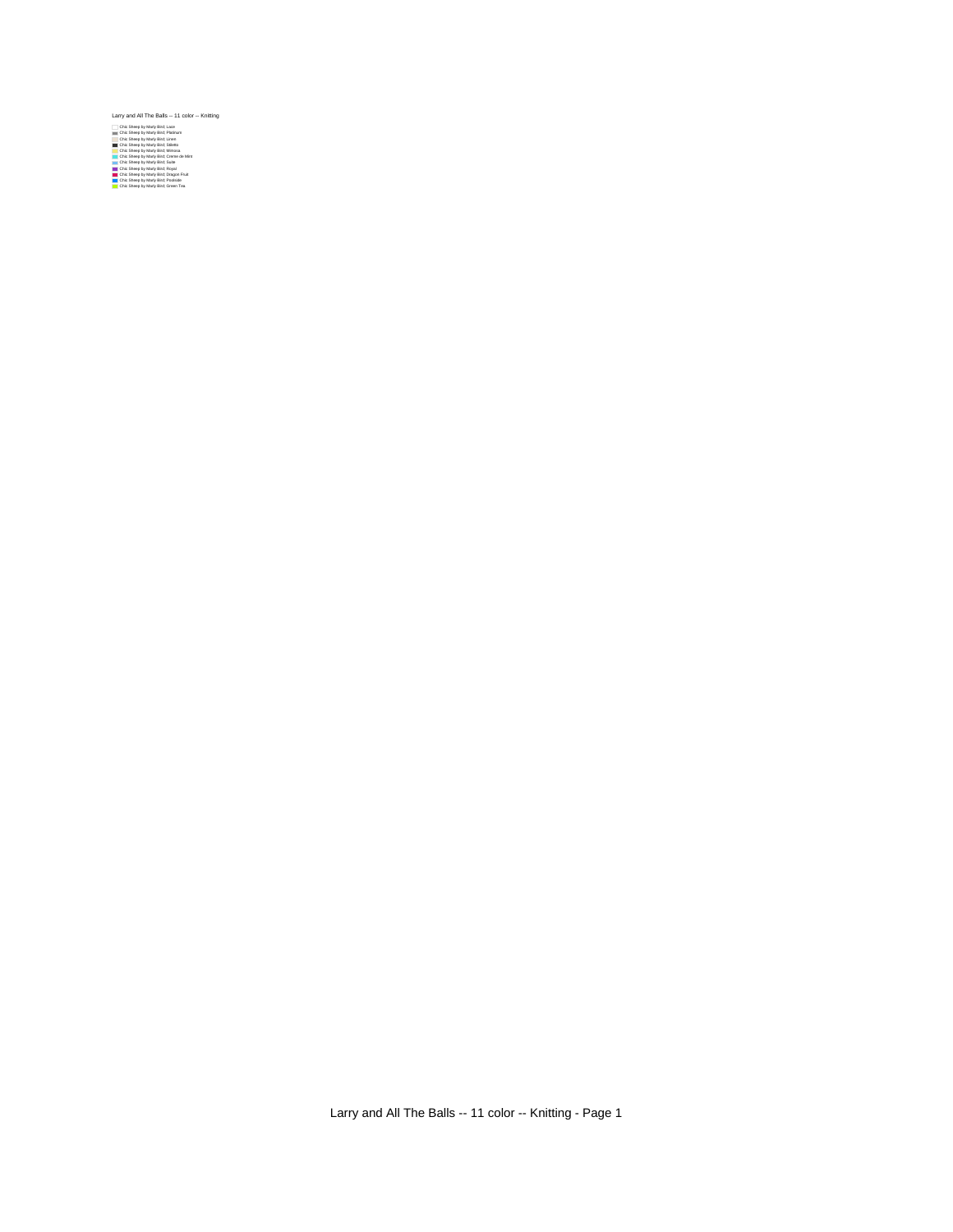Larry and All The Balls -- 11 color -- Knitting

- Chic Sheep by Marly Bird; Lace
- Chic Sheep by Marly Bird; Platinum
- Chic Sheep by Marly Bird; Linen
- Chic Sheep by Marly Bird; Stiletto
- Chic Sheep by Marly Bird; Mimosa
- Chic Sheep by Marly Bird; Creme de Mint
- Chic Sheep by Marly Bird; Suite
- Chic Sheep by Marly Bird; Royal
- Chic Sheep by Marly Bird; Dragon Fruit
- Chic Sheep by Marly Bird; Poolside
- Chic Sheep by Marly Bird; Green Tea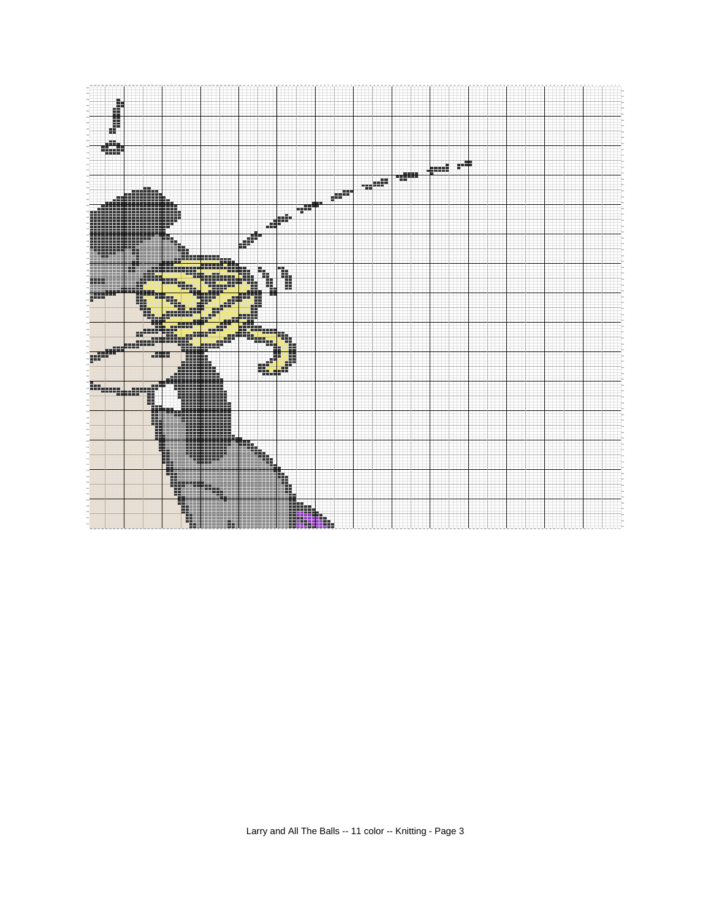Larry and All The Balls -- 11 color -- Knitting - Page 3